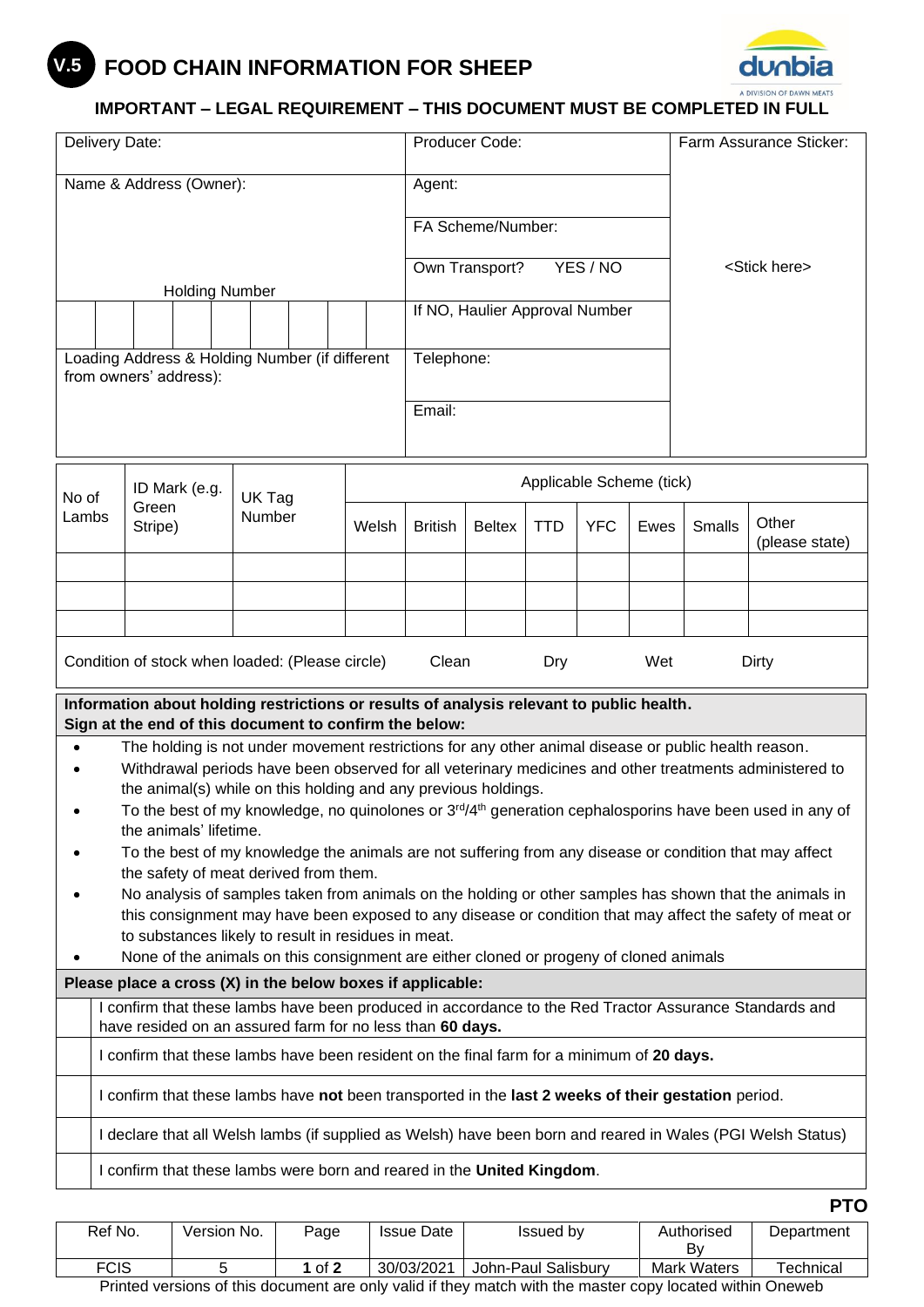# FOOD CHAIN INFORMATION FOR SHEEP

V.5

dunbia — A DIVISION OF DAWN MEATS

**IMPORTANT – LEGAL REQUIREMENT – THIS DOCUMENT MUST BE COMPLETED IN FULL**

| Delivery Date: | Producer Code: | Farm Assurance Sticker: |
|---|---|---|
| Name & Address (Owner): | Agent: | <Stick here> |
| | FA Scheme/Number: | |
| | Own Transport? YES / NO | |
| Holding Number | If NO, Haulier Approval Number | |
| Loading Address & Holding Number (if different from owners' address): | Telephone: | |
| | Email: | |

| No of Lambs | ID Mark (e.g. Green Stripe) | UK Tag Number | Applicable Scheme (tick) | | | | | | | |
|---|---|---|---|---|---|---|---|---|---|---|
| | | | Welsh | British | Beltex | TTD | YFC | Ewes | Smalls | Other (please state) |
| | | | | | | | | | | |
| | | | | | | | | | | |
| | | | | | | | | | | |

Condition of stock when loaded: (Please circle) Clean Dry Wet Dirty

**Information about holding restrictions or results of analysis relevant to public health.**
**Sign at the end of this document to confirm the below:**

- The holding is not under movement restrictions for any other animal disease or public health reason.
- Withdrawal periods have been observed for all veterinary medicines and other treatments administered to the animal(s) while on this holding and any previous holdings.
- To the best of my knowledge, no quinolones or 3rd/4th generation cephalosporins have been used in any of the animals' lifetime.
- To the best of my knowledge the animals are not suffering from any disease or condition that may affect the safety of meat derived from them.
- No analysis of samples taken from animals on the holding or other samples has shown that the animals in this consignment may have been exposed to any disease or condition that may affect the safety of meat or to substances likely to result in residues in meat.
- None of the animals on this consignment are either cloned or progeny of cloned animals

**Please place a cross (X) in the below boxes if applicable:**

| | |
|---|---|
| | I confirm that these lambs have been produced in accordance to the Red Tractor Assurance Standards and have resided on an assured farm for no less than **60 days.** |
| | I confirm that these lambs have been resident on the final farm for a minimum of **20 days.** |
| | I confirm that these lambs have **not** been transported in the **last 2 weeks of their gestation** period. |
| | I declare that all Welsh lambs (if supplied as Welsh) have been born and reared in Wales (PGI Welsh Status) |
| | I confirm that these lambs were born and reared in the **United Kingdom**. |

**PTO**

| Ref No. | Version No. | Page | Issue Date | Issued by | Authorised By | Department |
|---|---|---|---|---|---|---|
| FCIS | 5 | **1** of **2** | 30/03/2021 | John-Paul Salisbury | Mark Waters | Technical |

Printed versions of this document are only valid if they match with the master copy located within Oneweb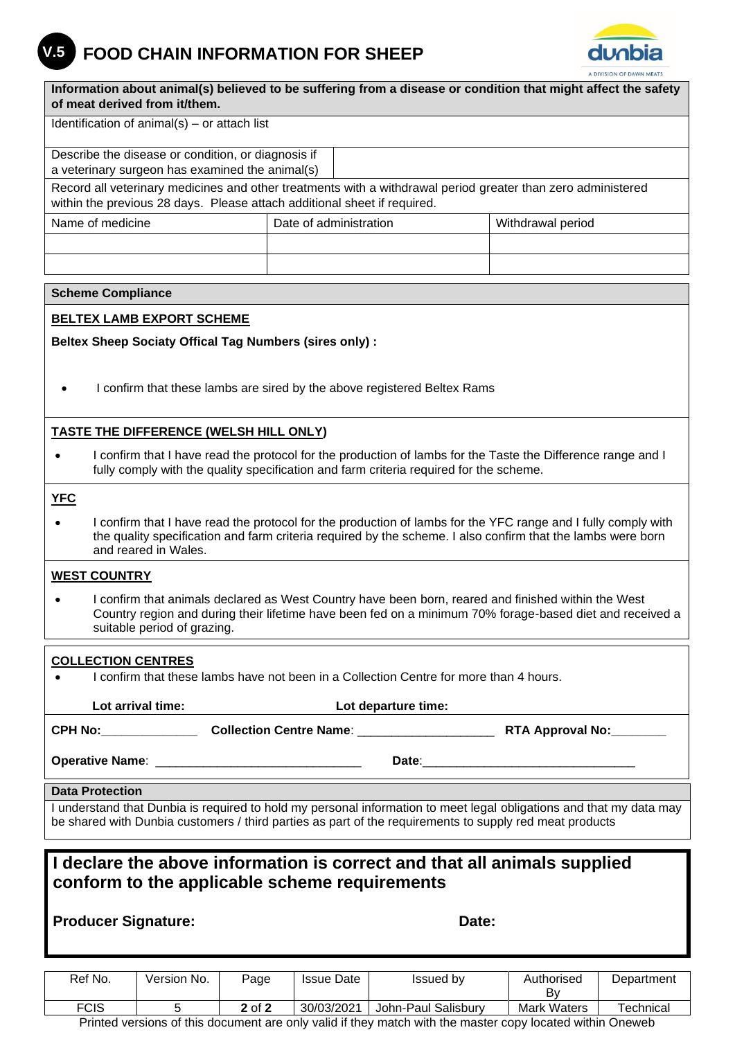# FOOD CHAIN INFORMATION FOR SHEEP

V.5

dunbia
A DIVISION OF DAWN MEATS

**Information about animal(s) believed to be suffering from a disease or condition that might affect the safety of meat derived from it/them.**

Identification of animal(s) – or attach list

| Describe the disease or condition, or diagnosis if a veterinary surgeon has examined the animal(s) | |
|---|---|

Record all veterinary medicines and other treatments with a withdrawal period greater than zero administered within the previous 28 days. Please attach additional sheet if required.

| Name of medicine | Date of administration | Withdrawal period |
|---|---|---|
| | | |
| | | |

**Scheme Compliance**

**BELTEX LAMB EXPORT SCHEME**

**Beltex Sheep Sociaty Offical Tag Numbers (sires only) :**

- I confirm that these lambs are sired by the above registered Beltex Rams

**TASTE THE DIFFERENCE (WELSH HILL ONLY)**

- I confirm that I have read the protocol for the production of lambs for the Taste the Difference range and I fully comply with the quality specification and farm criteria required for the scheme.

**YFC**

- I confirm that I have read the protocol for the production of lambs for the YFC range and I fully comply with the quality specification and farm criteria required by the scheme. I also confirm that the lambs were born and reared in Wales.

**WEST COUNTRY**

- I confirm that animals declared as West Country have been born, reared and finished within the West Country region and during their lifetime have been fed on a minimum 70% forage-based diet and received a suitable period of grazing.

**COLLECTION CENTRES**

- I confirm that these lambs have not been in a Collection Centre for more than 4 hours.

**Lot arrival time:** **Lot departure time:**

**CPH No:**______________ **Collection Centre Name**: ____________________ **RTA Approval No:**________

**Operative Name**: ______________________________ **Date**:_______________________________

**Data Protection**

I understand that Dunbia is required to hold my personal information to meet legal obligations and that my data may be shared with Dunbia customers / third parties as part of the requirements to supply red meat products

## I declare the above information is correct and that all animals supplied conform to the applicable scheme requirements

**Producer Signature:** **Date:**

| Ref No. | Version No. | Page | Issue Date | Issued by | Authorised By | Department |
|---|---|---|---|---|---|---|
| FCIS | 5 | **2** of **2** | 30/03/2021 | John-Paul Salisbury | Mark Waters | Technical |

Printed versions of this document are only valid if they match with the master copy located within Oneweb